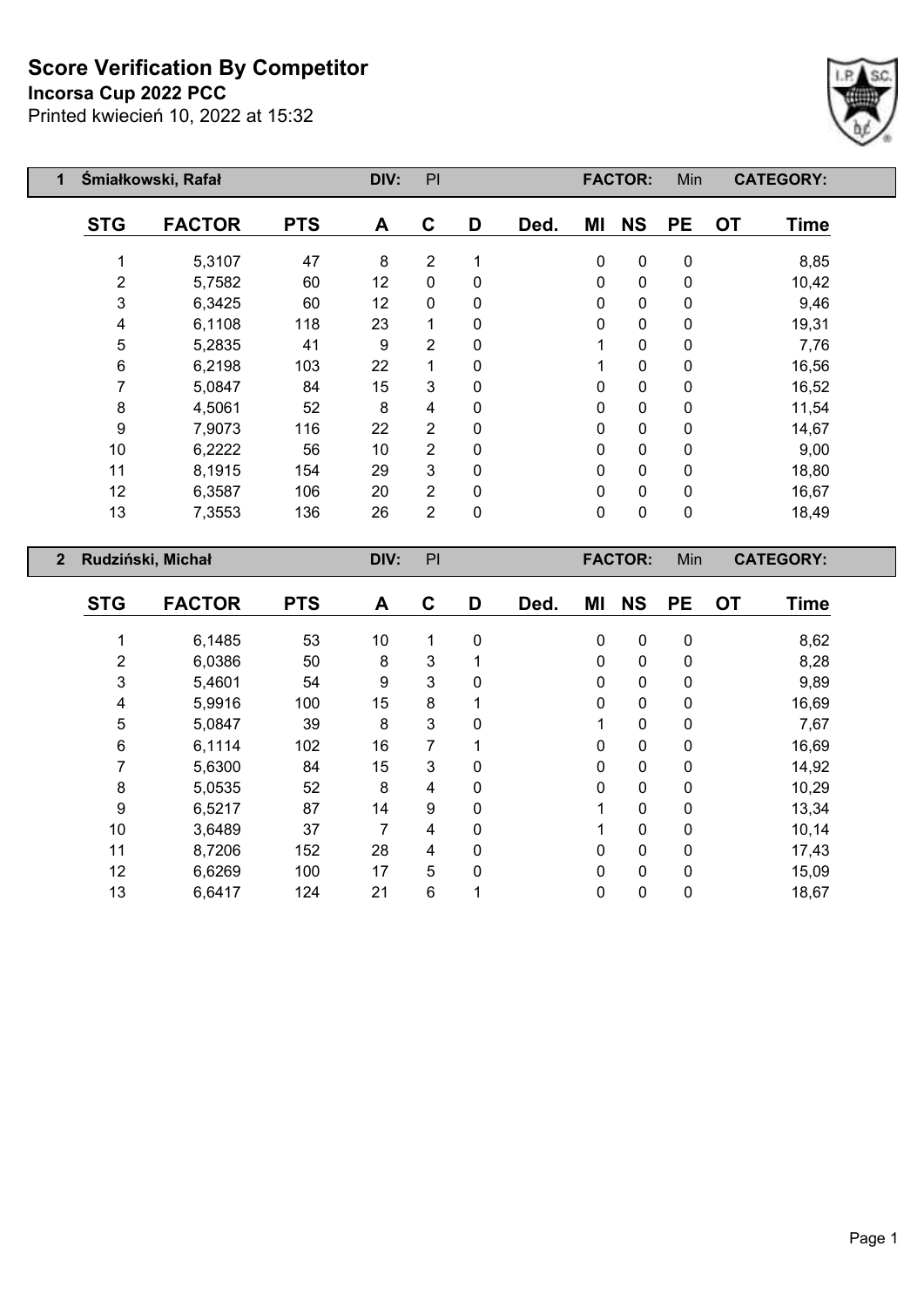# Score Verification By Competitor

**Incorsa Cup 2022 PCC**

Printed kwiecień 10, 2022 at 15:32

**1 Śmiałkowski, Rafał** DIV: PI FACTOR: Min CATEGORY:

| STG | FACTOR | PTS | A | C | D | Ded. | MI | NS | PE | OT | Time |
|---|---|---|---|---|---|---|---|---|---|---|---|
| 1 | 5,3107 | 47 | 8 | 2 | 1 | | 0 | 0 | 0 | | 8,85 |
| 2 | 5,7582 | 60 | 12 | 0 | 0 | | 0 | 0 | 0 | | 10,42 |
| 3 | 6,3425 | 60 | 12 | 0 | 0 | | 0 | 0 | 0 | | 9,46 |
| 4 | 6,1108 | 118 | 23 | 1 | 0 | | 0 | 0 | 0 | | 19,31 |
| 5 | 5,2835 | 41 | 9 | 2 | 0 | | 1 | 0 | 0 | | 7,76 |
| 6 | 6,2198 | 103 | 22 | 1 | 0 | | 1 | 0 | 0 | | 16,56 |
| 7 | 5,0847 | 84 | 15 | 3 | 0 | | 0 | 0 | 0 | | 16,52 |
| 8 | 4,5061 | 52 | 8 | 4 | 0 | | 0 | 0 | 0 | | 11,54 |
| 9 | 7,9073 | 116 | 22 | 2 | 0 | | 0 | 0 | 0 | | 14,67 |
| 10 | 6,2222 | 56 | 10 | 2 | 0 | | 0 | 0 | 0 | | 9,00 |
| 11 | 8,1915 | 154 | 29 | 3 | 0 | | 0 | 0 | 0 | | 18,80 |
| 12 | 6,3587 | 106 | 20 | 2 | 0 | | 0 | 0 | 0 | | 16,67 |
| 13 | 7,3553 | 136 | 26 | 2 | 0 | | 0 | 0 | 0 | | 18,49 |

**2 Rudziński, Michał** DIV: PI FACTOR: Min CATEGORY:

| STG | FACTOR | PTS | A | C | D | Ded. | MI | NS | PE | OT | Time |
|---|---|---|---|---|---|---|---|---|---|---|---|
| 1 | 6,1485 | 53 | 10 | 1 | 0 | | 0 | 0 | 0 | | 8,62 |
| 2 | 6,0386 | 50 | 8 | 3 | 1 | | 0 | 0 | 0 | | 8,28 |
| 3 | 5,4601 | 54 | 9 | 3 | 0 | | 0 | 0 | 0 | | 9,89 |
| 4 | 5,9916 | 100 | 15 | 8 | 1 | | 0 | 0 | 0 | | 16,69 |
| 5 | 5,0847 | 39 | 8 | 3 | 0 | | 1 | 0 | 0 | | 7,67 |
| 6 | 6,1114 | 102 | 16 | 7 | 1 | | 0 | 0 | 0 | | 16,69 |
| 7 | 5,6300 | 84 | 15 | 3 | 0 | | 0 | 0 | 0 | | 14,92 |
| 8 | 5,0535 | 52 | 8 | 4 | 0 | | 0 | 0 | 0 | | 10,29 |
| 9 | 6,5217 | 87 | 14 | 9 | 0 | | 1 | 0 | 0 | | 13,34 |
| 10 | 3,6489 | 37 | 7 | 4 | 0 | | 1 | 0 | 0 | | 10,14 |
| 11 | 8,7206 | 152 | 28 | 4 | 0 | | 0 | 0 | 0 | | 17,43 |
| 12 | 6,6269 | 100 | 17 | 5 | 0 | | 0 | 0 | 0 | | 15,09 |
| 13 | 6,6417 | 124 | 21 | 6 | 1 | | 0 | 0 | 0 | | 18,67 |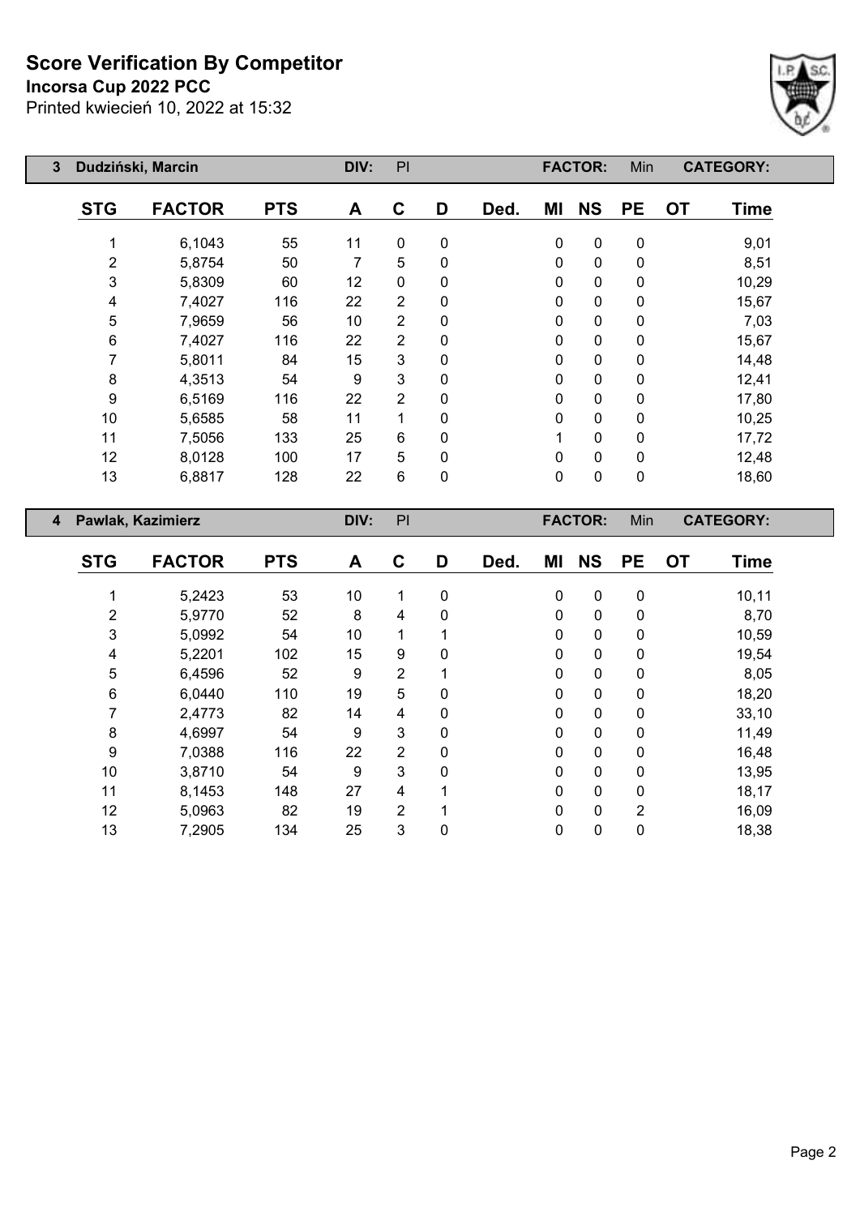# Score Verification By Competitor

**Incorsa Cup 2022 PCC**

Printed kwiecień 10, 2022 at 15:32

| 3 | Dudziński, Marcin | | DIV: | Pl | | | FACTOR: | | Min | CATEGORY: | |
|---|---|---|---|---|---|---|---|---|---|---|---|

| STG | FACTOR | PTS | A | C | D | Ded. | MI | NS | PE | OT | Time |
|---|---|---|---|---|---|---|---|---|---|---|---|
| 1 | 6,1043 | 55 | 11 | 0 | 0 | | 0 | 0 | 0 | | 9,01 |
| 2 | 5,8754 | 50 | 7 | 5 | 0 | | 0 | 0 | 0 | | 8,51 |
| 3 | 5,8309 | 60 | 12 | 0 | 0 | | 0 | 0 | 0 | | 10,29 |
| 4 | 7,4027 | 116 | 22 | 2 | 0 | | 0 | 0 | 0 | | 15,67 |
| 5 | 7,9659 | 56 | 10 | 2 | 0 | | 0 | 0 | 0 | | 7,03 |
| 6 | 7,4027 | 116 | 22 | 2 | 0 | | 0 | 0 | 0 | | 15,67 |
| 7 | 5,8011 | 84 | 15 | 3 | 0 | | 0 | 0 | 0 | | 14,48 |
| 8 | 4,3513 | 54 | 9 | 3 | 0 | | 0 | 0 | 0 | | 12,41 |
| 9 | 6,5169 | 116 | 22 | 2 | 0 | | 0 | 0 | 0 | | 17,80 |
| 10 | 5,6585 | 58 | 11 | 1 | 0 | | 0 | 0 | 0 | | 10,25 |
| 11 | 7,5056 | 133 | 25 | 6 | 0 | | 1 | 0 | 0 | | 17,72 |
| 12 | 8,0128 | 100 | 17 | 5 | 0 | | 0 | 0 | 0 | | 12,48 |
| 13 | 6,8817 | 128 | 22 | 6 | 0 | | 0 | 0 | 0 | | 18,60 |

| 4 | Pawlak, Kazimierz | | DIV: | Pl | | | FACTOR: | | Min | CATEGORY: | |
|---|---|---|---|---|---|---|---|---|---|---|---|

| STG | FACTOR | PTS | A | C | D | Ded. | MI | NS | PE | OT | Time |
|---|---|---|---|---|---|---|---|---|---|---|---|
| 1 | 5,2423 | 53 | 10 | 1 | 0 | | 0 | 0 | 0 | | 10,11 |
| 2 | 5,9770 | 52 | 8 | 4 | 0 | | 0 | 0 | 0 | | 8,70 |
| 3 | 5,0992 | 54 | 10 | 1 | 1 | | 0 | 0 | 0 | | 10,59 |
| 4 | 5,2201 | 102 | 15 | 9 | 0 | | 0 | 0 | 0 | | 19,54 |
| 5 | 6,4596 | 52 | 9 | 2 | 1 | | 0 | 0 | 0 | | 8,05 |
| 6 | 6,0440 | 110 | 19 | 5 | 0 | | 0 | 0 | 0 | | 18,20 |
| 7 | 2,4773 | 82 | 14 | 4 | 0 | | 0 | 0 | 0 | | 33,10 |
| 8 | 4,6997 | 54 | 9 | 3 | 0 | | 0 | 0 | 0 | | 11,49 |
| 9 | 7,0388 | 116 | 22 | 2 | 0 | | 0 | 0 | 0 | | 16,48 |
| 10 | 3,8710 | 54 | 9 | 3 | 0 | | 0 | 0 | 0 | | 13,95 |
| 11 | 8,1453 | 148 | 27 | 4 | 1 | | 0 | 0 | 0 | | 18,17 |
| 12 | 5,0963 | 82 | 19 | 2 | 1 | | 0 | 0 | 2 | | 16,09 |
| 13 | 7,2905 | 134 | 25 | 3 | 0 | | 0 | 0 | 0 | | 18,38 |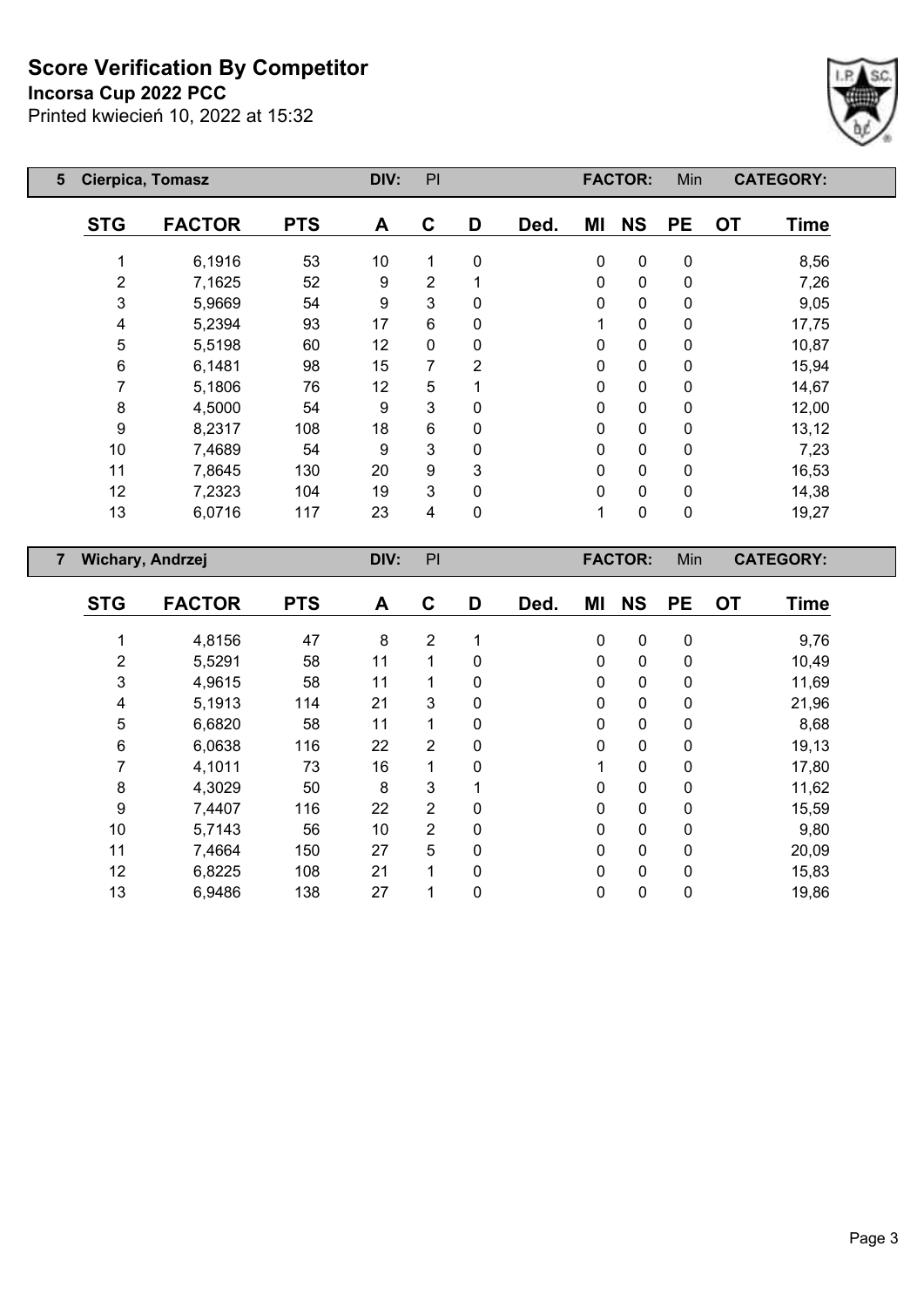# Score Verification By Competitor

**Incorsa Cup 2022 PCC**

Printed kwiecień 10, 2022 at 15:32

| 5 | Cierpica, Tomasz | | DIV: | PI | | | FACTOR: | | Min | CATEGORY: | |
|---|---|---|---|---|---|---|---|---|---|---|---|

| STG | FACTOR | PTS | A | C | D | Ded. | MI | NS | PE | OT | Time |
|---|---|---|---|---|---|---|---|---|---|---|---|
| 1 | 6,1916 | 53 | 10 | 1 | 0 | | 0 | 0 | 0 | | 8,56 |
| 2 | 7,1625 | 52 | 9 | 2 | 1 | | 0 | 0 | 0 | | 7,26 |
| 3 | 5,9669 | 54 | 9 | 3 | 0 | | 0 | 0 | 0 | | 9,05 |
| 4 | 5,2394 | 93 | 17 | 6 | 0 | | 1 | 0 | 0 | | 17,75 |
| 5 | 5,5198 | 60 | 12 | 0 | 0 | | 0 | 0 | 0 | | 10,87 |
| 6 | 6,1481 | 98 | 15 | 7 | 2 | | 0 | 0 | 0 | | 15,94 |
| 7 | 5,1806 | 76 | 12 | 5 | 1 | | 0 | 0 | 0 | | 14,67 |
| 8 | 4,5000 | 54 | 9 | 3 | 0 | | 0 | 0 | 0 | | 12,00 |
| 9 | 8,2317 | 108 | 18 | 6 | 0 | | 0 | 0 | 0 | | 13,12 |
| 10 | 7,4689 | 54 | 9 | 3 | 0 | | 0 | 0 | 0 | | 7,23 |
| 11 | 7,8645 | 130 | 20 | 9 | 3 | | 0 | 0 | 0 | | 16,53 |
| 12 | 7,2323 | 104 | 19 | 3 | 0 | | 0 | 0 | 0 | | 14,38 |
| 13 | 6,0716 | 117 | 23 | 4 | 0 | | 1 | 0 | 0 | | 19,27 |

| 7 | Wichary, Andrzej | | DIV: | PI | | | FACTOR: | | Min | CATEGORY: | |
|---|---|---|---|---|---|---|---|---|---|---|---|

| STG | FACTOR | PTS | A | C | D | Ded. | MI | NS | PE | OT | Time |
|---|---|---|---|---|---|---|---|---|---|---|---|
| 1 | 4,8156 | 47 | 8 | 2 | 1 | | 0 | 0 | 0 | | 9,76 |
| 2 | 5,5291 | 58 | 11 | 1 | 0 | | 0 | 0 | 0 | | 10,49 |
| 3 | 4,9615 | 58 | 11 | 1 | 0 | | 0 | 0 | 0 | | 11,69 |
| 4 | 5,1913 | 114 | 21 | 3 | 0 | | 0 | 0 | 0 | | 21,96 |
| 5 | 6,6820 | 58 | 11 | 1 | 0 | | 0 | 0 | 0 | | 8,68 |
| 6 | 6,0638 | 116 | 22 | 2 | 0 | | 0 | 0 | 0 | | 19,13 |
| 7 | 4,1011 | 73 | 16 | 1 | 0 | | 1 | 0 | 0 | | 17,80 |
| 8 | 4,3029 | 50 | 8 | 3 | 1 | | 0 | 0 | 0 | | 11,62 |
| 9 | 7,4407 | 116 | 22 | 2 | 0 | | 0 | 0 | 0 | | 15,59 |
| 10 | 5,7143 | 56 | 10 | 2 | 0 | | 0 | 0 | 0 | | 9,80 |
| 11 | 7,4664 | 150 | 27 | 5 | 0 | | 0 | 0 | 0 | | 20,09 |
| 12 | 6,8225 | 108 | 21 | 1 | 0 | | 0 | 0 | 0 | | 15,83 |
| 13 | 6,9486 | 138 | 27 | 1 | 0 | | 0 | 0 | 0 | | 19,86 |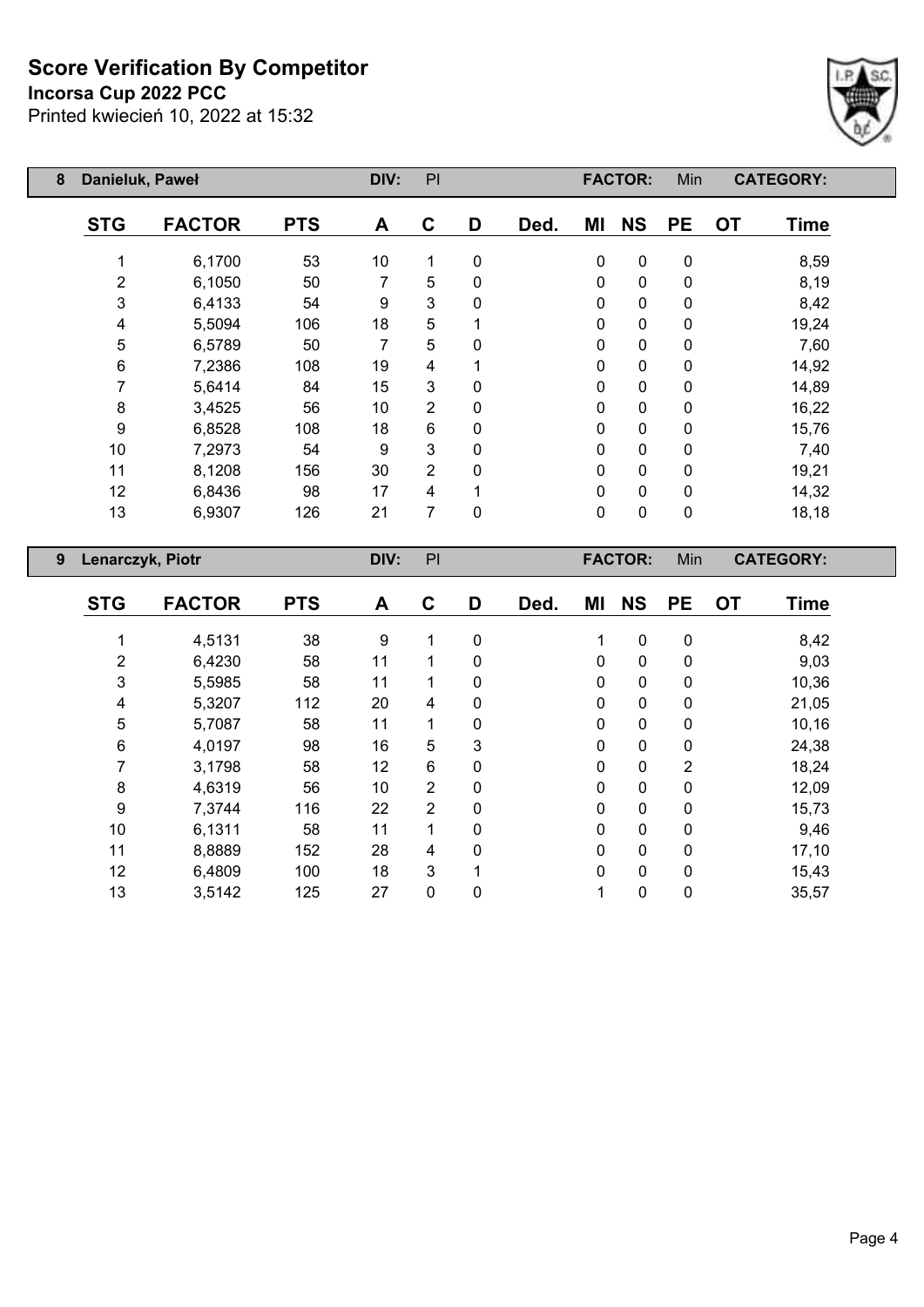# Score Verification By Competitor

**Incorsa Cup 2022 PCC**

Printed kwiecień 10, 2022 at 15:32

| 8 | Danieluk, Paweł | | DIV: | PI | | | FACTOR: | | Min | | CATEGORY: |
|---|---|---|---|---|---|---|---|---|---|---|---|
| **STG** | **FACTOR** | **PTS** | **A** | **C** | **D** | **Ded.** | **MI** | **NS** | **PE** | **OT** | **Time** |
| 1 | 6,1700 | 53 | 10 | 1 | 0 | | 0 | 0 | 0 | | 8,59 |
| 2 | 6,1050 | 50 | 7 | 5 | 0 | | 0 | 0 | 0 | | 8,19 |
| 3 | 6,4133 | 54 | 9 | 3 | 0 | | 0 | 0 | 0 | | 8,42 |
| 4 | 5,5094 | 106 | 18 | 5 | 1 | | 0 | 0 | 0 | | 19,24 |
| 5 | 6,5789 | 50 | 7 | 5 | 0 | | 0 | 0 | 0 | | 7,60 |
| 6 | 7,2386 | 108 | 19 | 4 | 1 | | 0 | 0 | 0 | | 14,92 |
| 7 | 5,6414 | 84 | 15 | 3 | 0 | | 0 | 0 | 0 | | 14,89 |
| 8 | 3,4525 | 56 | 10 | 2 | 0 | | 0 | 0 | 0 | | 16,22 |
| 9 | 6,8528 | 108 | 18 | 6 | 0 | | 0 | 0 | 0 | | 15,76 |
| 10 | 7,2973 | 54 | 9 | 3 | 0 | | 0 | 0 | 0 | | 7,40 |
| 11 | 8,1208 | 156 | 30 | 2 | 0 | | 0 | 0 | 0 | | 19,21 |
| 12 | 6,8436 | 98 | 17 | 4 | 1 | | 0 | 0 | 0 | | 14,32 |
| 13 | 6,9307 | 126 | 21 | 7 | 0 | | 0 | 0 | 0 | | 18,18 |

| 9 | Lenarczyk, Piotr | | DIV: | PI | | | FACTOR: | | Min | | CATEGORY: |
|---|---|---|---|---|---|---|---|---|---|---|---|
| **STG** | **FACTOR** | **PTS** | **A** | **C** | **D** | **Ded.** | **MI** | **NS** | **PE** | **OT** | **Time** |
| 1 | 4,5131 | 38 | 9 | 1 | 0 | | 1 | 0 | 0 | | 8,42 |
| 2 | 6,4230 | 58 | 11 | 1 | 0 | | 0 | 0 | 0 | | 9,03 |
| 3 | 5,5985 | 58 | 11 | 1 | 0 | | 0 | 0 | 0 | | 10,36 |
| 4 | 5,3207 | 112 | 20 | 4 | 0 | | 0 | 0 | 0 | | 21,05 |
| 5 | 5,7087 | 58 | 11 | 1 | 0 | | 0 | 0 | 0 | | 10,16 |
| 6 | 4,0197 | 98 | 16 | 5 | 3 | | 0 | 0 | 0 | | 24,38 |
| 7 | 3,1798 | 58 | 12 | 6 | 0 | | 0 | 0 | 2 | | 18,24 |
| 8 | 4,6319 | 56 | 10 | 2 | 0 | | 0 | 0 | 0 | | 12,09 |
| 9 | 7,3744 | 116 | 22 | 2 | 0 | | 0 | 0 | 0 | | 15,73 |
| 10 | 6,1311 | 58 | 11 | 1 | 0 | | 0 | 0 | 0 | | 9,46 |
| 11 | 8,8889 | 152 | 28 | 4 | 0 | | 0 | 0 | 0 | | 17,10 |
| 12 | 6,4809 | 100 | 18 | 3 | 1 | | 0 | 0 | 0 | | 15,43 |
| 13 | 3,5142 | 125 | 27 | 0 | 0 | | 1 | 0 | 0 | | 35,57 |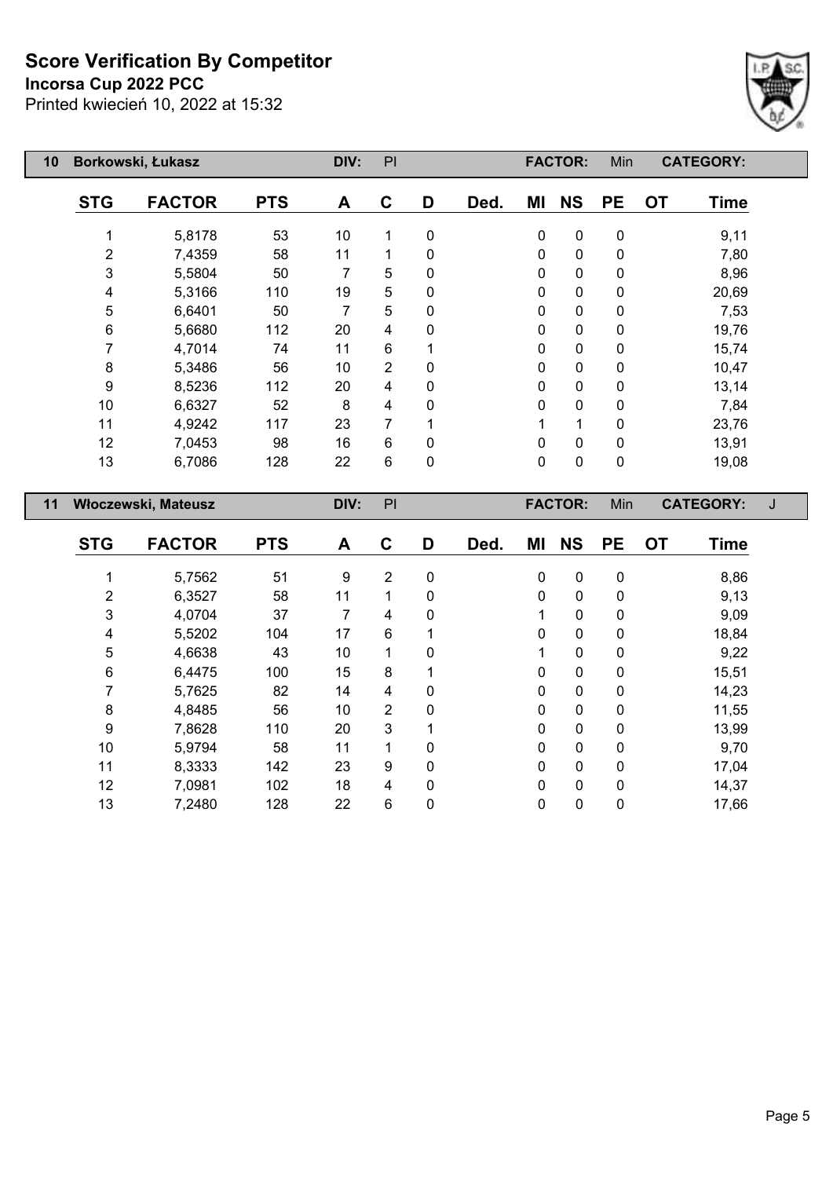# Score Verification By Competitor

**Incorsa Cup 2022 PCC**

Printed kwiecień 10, 2022 at 15:32

| 10 | Borkowski, Łukasz | | DIV: | PI | | | FACTOR: | | Min | | CATEGORY: |
|---|---|---|---|---|---|---|---|---|---|---|---|
| **STG** | **FACTOR** | **PTS** | **A** | **C** | **D** | **Ded.** | **MI** | **NS** | **PE** | **OT** | **Time** |
| 1 | 5,8178 | 53 | 10 | 1 | 0 | | 0 | 0 | 0 | | 9,11 |
| 2 | 7,4359 | 58 | 11 | 1 | 0 | | 0 | 0 | 0 | | 7,80 |
| 3 | 5,5804 | 50 | 7 | 5 | 0 | | 0 | 0 | 0 | | 8,96 |
| 4 | 5,3166 | 110 | 19 | 5 | 0 | | 0 | 0 | 0 | | 20,69 |
| 5 | 6,6401 | 50 | 7 | 5 | 0 | | 0 | 0 | 0 | | 7,53 |
| 6 | 5,6680 | 112 | 20 | 4 | 0 | | 0 | 0 | 0 | | 19,76 |
| 7 | 4,7014 | 74 | 11 | 6 | 1 | | 0 | 0 | 0 | | 15,74 |
| 8 | 5,3486 | 56 | 10 | 2 | 0 | | 0 | 0 | 0 | | 10,47 |
| 9 | 8,5236 | 112 | 20 | 4 | 0 | | 0 | 0 | 0 | | 13,14 |
| 10 | 6,6327 | 52 | 8 | 4 | 0 | | 0 | 0 | 0 | | 7,84 |
| 11 | 4,9242 | 117 | 23 | 7 | 1 | | 1 | 1 | 0 | | 23,76 |
| 12 | 7,0453 | 98 | 16 | 6 | 0 | | 0 | 0 | 0 | | 13,91 |
| 13 | 6,7086 | 128 | 22 | 6 | 0 | | 0 | 0 | 0 | | 19,08 |

| 11 | Włoczewski, Mateusz | | DIV: | PI | | | FACTOR: | | Min | | CATEGORY: J |
|---|---|---|---|---|---|---|---|---|---|---|---|
| **STG** | **FACTOR** | **PTS** | **A** | **C** | **D** | **Ded.** | **MI** | **NS** | **PE** | **OT** | **Time** |
| 1 | 5,7562 | 51 | 9 | 2 | 0 | | 0 | 0 | 0 | | 8,86 |
| 2 | 6,3527 | 58 | 11 | 1 | 0 | | 0 | 0 | 0 | | 9,13 |
| 3 | 4,0704 | 37 | 7 | 4 | 0 | | 1 | 0 | 0 | | 9,09 |
| 4 | 5,5202 | 104 | 17 | 6 | 1 | | 0 | 0 | 0 | | 18,84 |
| 5 | 4,6638 | 43 | 10 | 1 | 0 | | 1 | 0 | 0 | | 9,22 |
| 6 | 6,4475 | 100 | 15 | 8 | 1 | | 0 | 0 | 0 | | 15,51 |
| 7 | 5,7625 | 82 | 14 | 4 | 0 | | 0 | 0 | 0 | | 14,23 |
| 8 | 4,8485 | 56 | 10 | 2 | 0 | | 0 | 0 | 0 | | 11,55 |
| 9 | 7,8628 | 110 | 20 | 3 | 1 | | 0 | 0 | 0 | | 13,99 |
| 10 | 5,9794 | 58 | 11 | 1 | 0 | | 0 | 0 | 0 | | 9,70 |
| 11 | 8,3333 | 142 | 23 | 9 | 0 | | 0 | 0 | 0 | | 17,04 |
| 12 | 7,0981 | 102 | 18 | 4 | 0 | | 0 | 0 | 0 | | 14,37 |
| 13 | 7,2480 | 128 | 22 | 6 | 0 | | 0 | 0 | 0 | | 17,66 |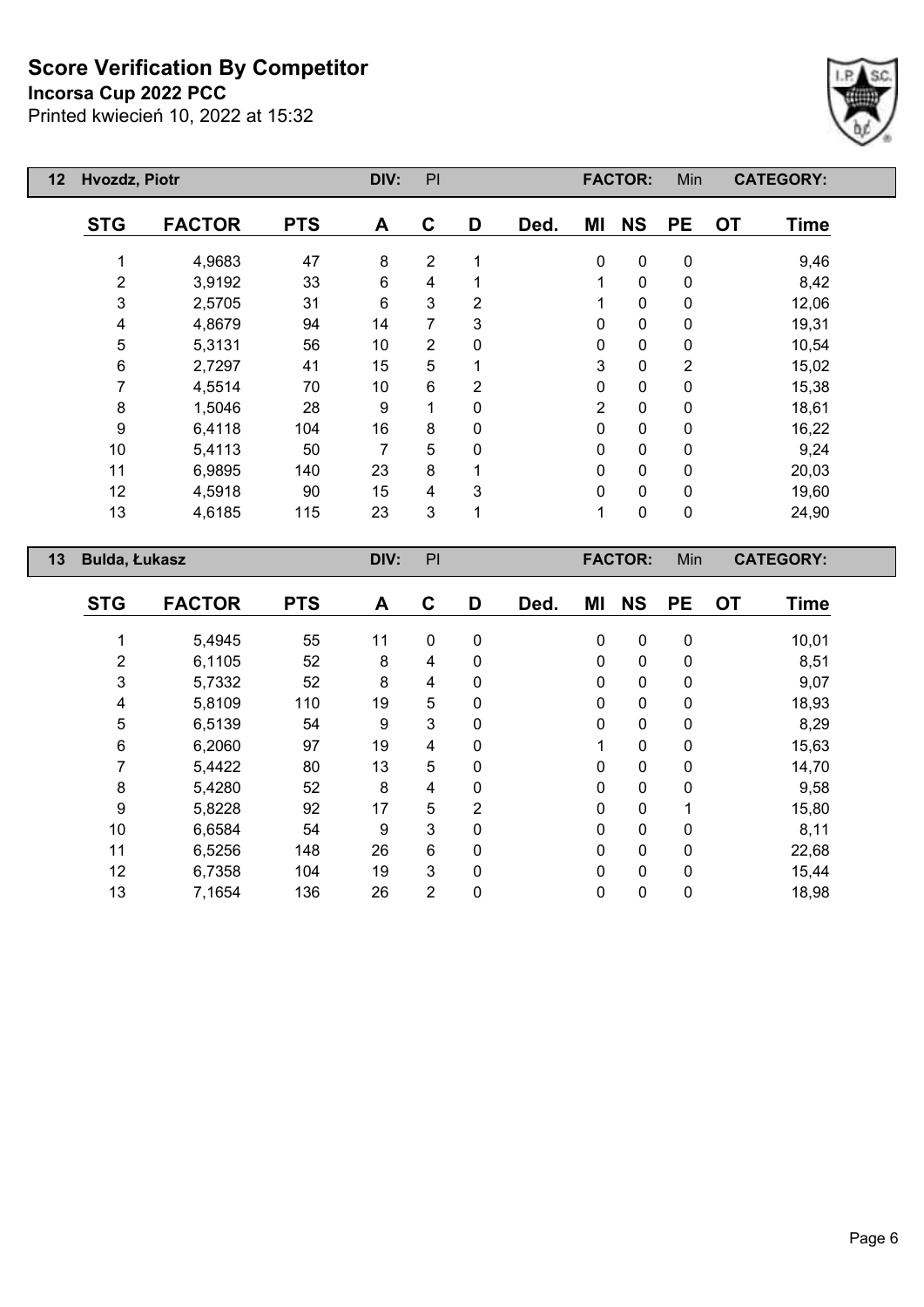# Score Verification By Competitor

**Incorsa Cup 2022 PCC**

Printed kwiecień 10, 2022 at 15:32

| 12 | Hvozdz, Piotr | | DIV: | PI | | | FACTOR: | | Min | | CATEGORY: |
|---|---|---|---|---|---|---|---|---|---|---|---|
| **STG** | **FACTOR** | **PTS** | **A** | **C** | **D** | **Ded.** | **MI** | **NS** | **PE** | **OT** | **Time** |
| 1 | 4,9683 | 47 | 8 | 2 | 1 | | 0 | 0 | 0 | | 9,46 |
| 2 | 3,9192 | 33 | 6 | 4 | 1 | | 1 | 0 | 0 | | 8,42 |
| 3 | 2,5705 | 31 | 6 | 3 | 2 | | 1 | 0 | 0 | | 12,06 |
| 4 | 4,8679 | 94 | 14 | 7 | 3 | | 0 | 0 | 0 | | 19,31 |
| 5 | 5,3131 | 56 | 10 | 2 | 0 | | 0 | 0 | 0 | | 10,54 |
| 6 | 2,7297 | 41 | 15 | 5 | 1 | | 3 | 0 | 2 | | 15,02 |
| 7 | 4,5514 | 70 | 10 | 6 | 2 | | 0 | 0 | 0 | | 15,38 |
| 8 | 1,5046 | 28 | 9 | 1 | 0 | | 2 | 0 | 0 | | 18,61 |
| 9 | 6,4118 | 104 | 16 | 8 | 0 | | 0 | 0 | 0 | | 16,22 |
| 10 | 5,4113 | 50 | 7 | 5 | 0 | | 0 | 0 | 0 | | 9,24 |
| 11 | 6,9895 | 140 | 23 | 8 | 1 | | 0 | 0 | 0 | | 20,03 |
| 12 | 4,5918 | 90 | 15 | 4 | 3 | | 0 | 0 | 0 | | 19,60 |
| 13 | 4,6185 | 115 | 23 | 3 | 1 | | 1 | 0 | 0 | | 24,90 |

| 13 | Bulda, Łukasz | | DIV: | PI | | | FACTOR: | | Min | | CATEGORY: |
|---|---|---|---|---|---|---|---|---|---|---|---|
| **STG** | **FACTOR** | **PTS** | **A** | **C** | **D** | **Ded.** | **MI** | **NS** | **PE** | **OT** | **Time** |
| 1 | 5,4945 | 55 | 11 | 0 | 0 | | 0 | 0 | 0 | | 10,01 |
| 2 | 6,1105 | 52 | 8 | 4 | 0 | | 0 | 0 | 0 | | 8,51 |
| 3 | 5,7332 | 52 | 8 | 4 | 0 | | 0 | 0 | 0 | | 9,07 |
| 4 | 5,8109 | 110 | 19 | 5 | 0 | | 0 | 0 | 0 | | 18,93 |
| 5 | 6,5139 | 54 | 9 | 3 | 0 | | 0 | 0 | 0 | | 8,29 |
| 6 | 6,2060 | 97 | 19 | 4 | 0 | | 1 | 0 | 0 | | 15,63 |
| 7 | 5,4422 | 80 | 13 | 5 | 0 | | 0 | 0 | 0 | | 14,70 |
| 8 | 5,4280 | 52 | 8 | 4 | 0 | | 0 | 0 | 0 | | 9,58 |
| 9 | 5,8228 | 92 | 17 | 5 | 2 | | 0 | 0 | 1 | | 15,80 |
| 10 | 6,6584 | 54 | 9 | 3 | 0 | | 0 | 0 | 0 | | 8,11 |
| 11 | 6,5256 | 148 | 26 | 6 | 0 | | 0 | 0 | 0 | | 22,68 |
| 12 | 6,7358 | 104 | 19 | 3 | 0 | | 0 | 0 | 0 | | 15,44 |
| 13 | 7,1654 | 136 | 26 | 2 | 0 | | 0 | 0 | 0 | | 18,98 |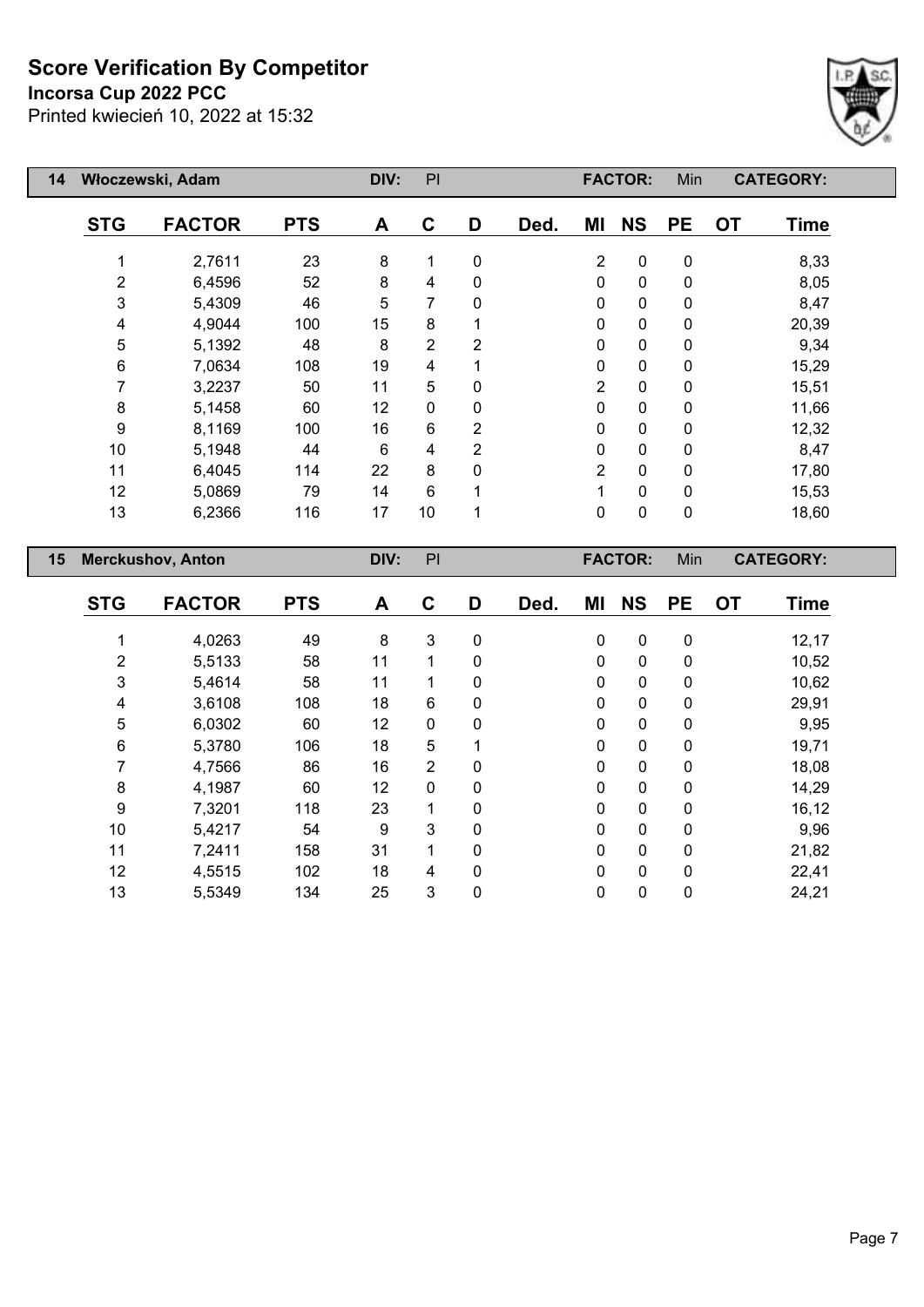# Score Verification By Competitor

**Incorsa Cup 2022 PCC**

Printed kwiecień 10, 2022 at 15:32

| 14 | Włoczewski, Adam | | DIV: | Pl | | | FACTOR: | | Min | | CATEGORY: |
|---|---|---|---|---|---|---|---|---|---|---|---|
| STG | FACTOR | PTS | A | C | D | Ded. | MI | NS | PE | OT | Time |
| 1 | 2,7611 | 23 | 8 | 1 | 0 | | 2 | 0 | 0 | | 8,33 |
| 2 | 6,4596 | 52 | 8 | 4 | 0 | | 0 | 0 | 0 | | 8,05 |
| 3 | 5,4309 | 46 | 5 | 7 | 0 | | 0 | 0 | 0 | | 8,47 |
| 4 | 4,9044 | 100 | 15 | 8 | 1 | | 0 | 0 | 0 | | 20,39 |
| 5 | 5,1392 | 48 | 8 | 2 | 2 | | 0 | 0 | 0 | | 9,34 |
| 6 | 7,0634 | 108 | 19 | 4 | 1 | | 0 | 0 | 0 | | 15,29 |
| 7 | 3,2237 | 50 | 11 | 5 | 0 | | 2 | 0 | 0 | | 15,51 |
| 8 | 5,1458 | 60 | 12 | 0 | 0 | | 0 | 0 | 0 | | 11,66 |
| 9 | 8,1169 | 100 | 16 | 6 | 2 | | 0 | 0 | 0 | | 12,32 |
| 10 | 5,1948 | 44 | 6 | 4 | 2 | | 0 | 0 | 0 | | 8,47 |
| 11 | 6,4045 | 114 | 22 | 8 | 0 | | 2 | 0 | 0 | | 17,80 |
| 12 | 5,0869 | 79 | 14 | 6 | 1 | | 1 | 0 | 0 | | 15,53 |
| 13 | 6,2366 | 116 | 17 | 10 | 1 | | 0 | 0 | 0 | | 18,60 |

| 15 | Merckushov, Anton | | DIV: | Pl | | | FACTOR: | | Min | | CATEGORY: |
|---|---|---|---|---|---|---|---|---|---|---|---|
| STG | FACTOR | PTS | A | C | D | Ded. | MI | NS | PE | OT | Time |
| 1 | 4,0263 | 49 | 8 | 3 | 0 | | 0 | 0 | 0 | | 12,17 |
| 2 | 5,5133 | 58 | 11 | 1 | 0 | | 0 | 0 | 0 | | 10,52 |
| 3 | 5,4614 | 58 | 11 | 1 | 0 | | 0 | 0 | 0 | | 10,62 |
| 4 | 3,6108 | 108 | 18 | 6 | 0 | | 0 | 0 | 0 | | 29,91 |
| 5 | 6,0302 | 60 | 12 | 0 | 0 | | 0 | 0 | 0 | | 9,95 |
| 6 | 5,3780 | 106 | 18 | 5 | 1 | | 0 | 0 | 0 | | 19,71 |
| 7 | 4,7566 | 86 | 16 | 2 | 0 | | 0 | 0 | 0 | | 18,08 |
| 8 | 4,1987 | 60 | 12 | 0 | 0 | | 0 | 0 | 0 | | 14,29 |
| 9 | 7,3201 | 118 | 23 | 1 | 0 | | 0 | 0 | 0 | | 16,12 |
| 10 | 5,4217 | 54 | 9 | 3 | 0 | | 0 | 0 | 0 | | 9,96 |
| 11 | 7,2411 | 158 | 31 | 1 | 0 | | 0 | 0 | 0 | | 21,82 |
| 12 | 4,5515 | 102 | 18 | 4 | 0 | | 0 | 0 | 0 | | 22,41 |
| 13 | 5,5349 | 134 | 25 | 3 | 0 | | 0 | 0 | 0 | | 24,21 |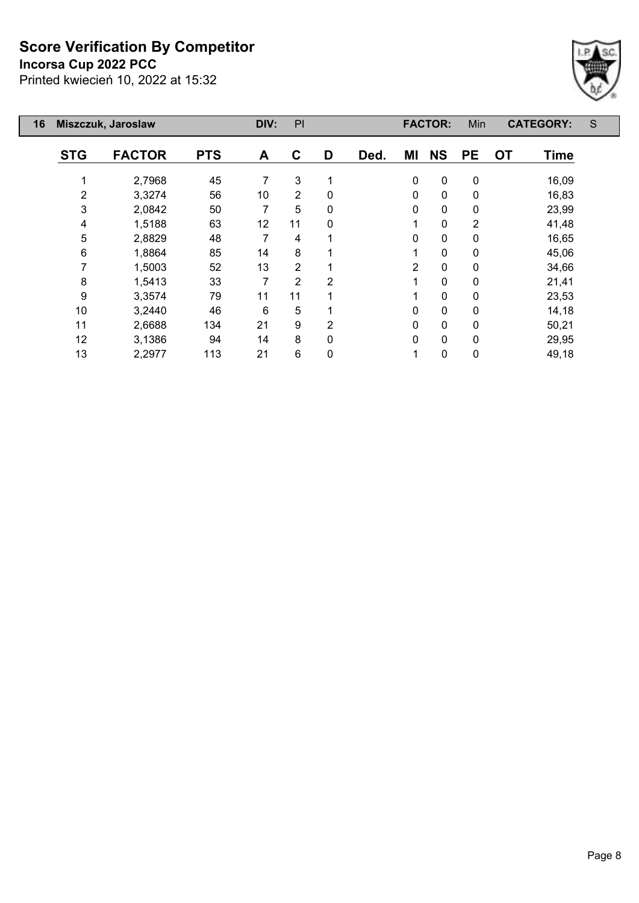# Score Verification By Competitor

**Incorsa Cup 2022 PCC**

Printed kwiecień 10, 2022 at 15:32

**16 Miszczuk, Jaroslaw** DIV: Pl FACTOR: Min CATEGORY: S

| STG | FACTOR | PTS | A | C | D | Ded. | MI | NS | PE | OT | Time |
|---|---|---|---|---|---|---|---|---|---|---|---|
| 1 | 2,7968 | 45 | 7 | 3 | 1 | | 0 | 0 | 0 | | 16,09 |
| 2 | 3,3274 | 56 | 10 | 2 | 0 | | 0 | 0 | 0 | | 16,83 |
| 3 | 2,0842 | 50 | 7 | 5 | 0 | | 0 | 0 | 0 | | 23,99 |
| 4 | 1,5188 | 63 | 12 | 11 | 0 | | 1 | 0 | 2 | | 41,48 |
| 5 | 2,8829 | 48 | 7 | 4 | 1 | | 0 | 0 | 0 | | 16,65 |
| 6 | 1,8864 | 85 | 14 | 8 | 1 | | 1 | 0 | 0 | | 45,06 |
| 7 | 1,5003 | 52 | 13 | 2 | 1 | | 2 | 0 | 0 | | 34,66 |
| 8 | 1,5413 | 33 | 7 | 2 | 2 | | 1 | 0 | 0 | | 21,41 |
| 9 | 3,3574 | 79 | 11 | 11 | 1 | | 1 | 0 | 0 | | 23,53 |
| 10 | 3,2440 | 46 | 6 | 5 | 1 | | 0 | 0 | 0 | | 14,18 |
| 11 | 2,6688 | 134 | 21 | 9 | 2 | | 0 | 0 | 0 | | 50,21 |
| 12 | 3,1386 | 94 | 14 | 8 | 0 | | 0 | 0 | 0 | | 29,95 |
| 13 | 2,2977 | 113 | 21 | 6 | 0 | | 1 | 0 | 0 | | 49,18 |